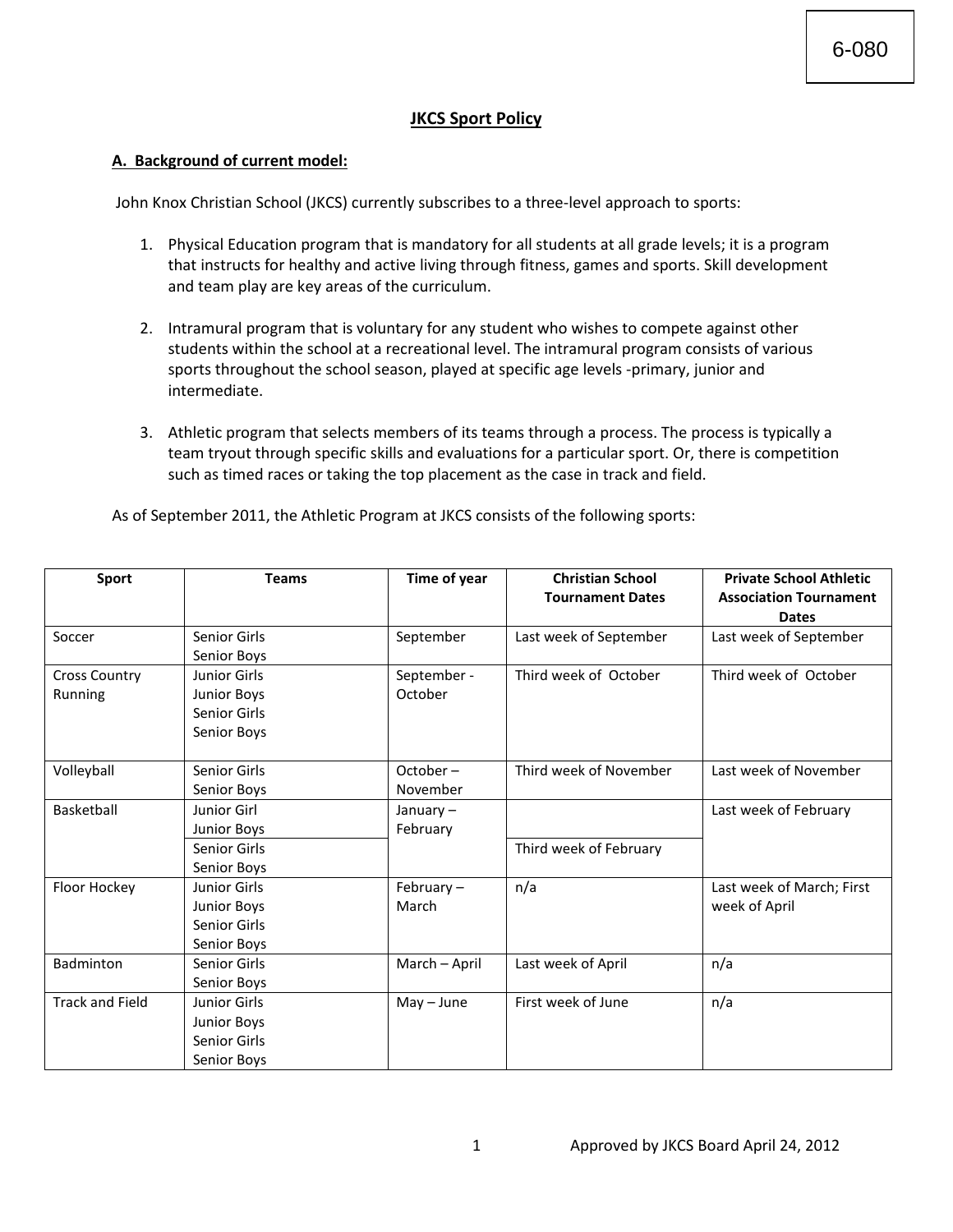6-080

# JKCS Sport Policy

## A. Background of current model:

John Knox Christian School (JKCS) currently subscribes to a three-level approach to sports:

1. Physical Education program that is mandatory for all students at all grade levels; it is a program that instructs for healthy and active living through fitness, games and sports. Skill development and team play are key areas of the curriculum.

2. Intramural program that is voluntary for any student who wishes to compete against other students within the school at a recreational level. The intramural program consists of various sports throughout the school season, played at specific age levels -primary, junior and intermediate.

3. Athletic program that selects members of its teams through a process. The process is typically a team tryout through specific skills and evaluations for a particular sport. Or, there is competition such as timed races or taking the top placement as the case in track and field.

As of September 2011, the Athletic Program at JKCS consists of the following sports:

| Sport | Teams | Time of year | Christian School Tournament Dates | Private School Athletic Association Tournament Dates |
|---|---|---|---|---|
| Soccer | Senior Girls<br>Senior Boys | September | Last week of September | Last week of September |
| Cross Country Running | Junior Girls<br>Junior Boys<br>Senior Girls<br>Senior Boys | September - October | Third week of October | Third week of October |
| Volleyball | Senior Girls<br>Senior Boys | October – November | Third week of November | Last week of November |
| Basketball | Junior Girl<br>Junior Boys | January – February | | Last week of February |
| | Senior Girls<br>Senior Boys | | Third week of February | |
| Floor Hockey | Junior Girls<br>Junior Boys<br>Senior Girls<br>Senior Boys | February – March | n/a | Last week of March; First week of April |
| Badminton | Senior Girls<br>Senior Boys | March – April | Last week of April | n/a |
| Track and Field | Junior Girls<br>Junior Boys<br>Senior Girls<br>Senior Boys | May – June | First week of June | n/a |

Approved by JKCS Board April 24, 2012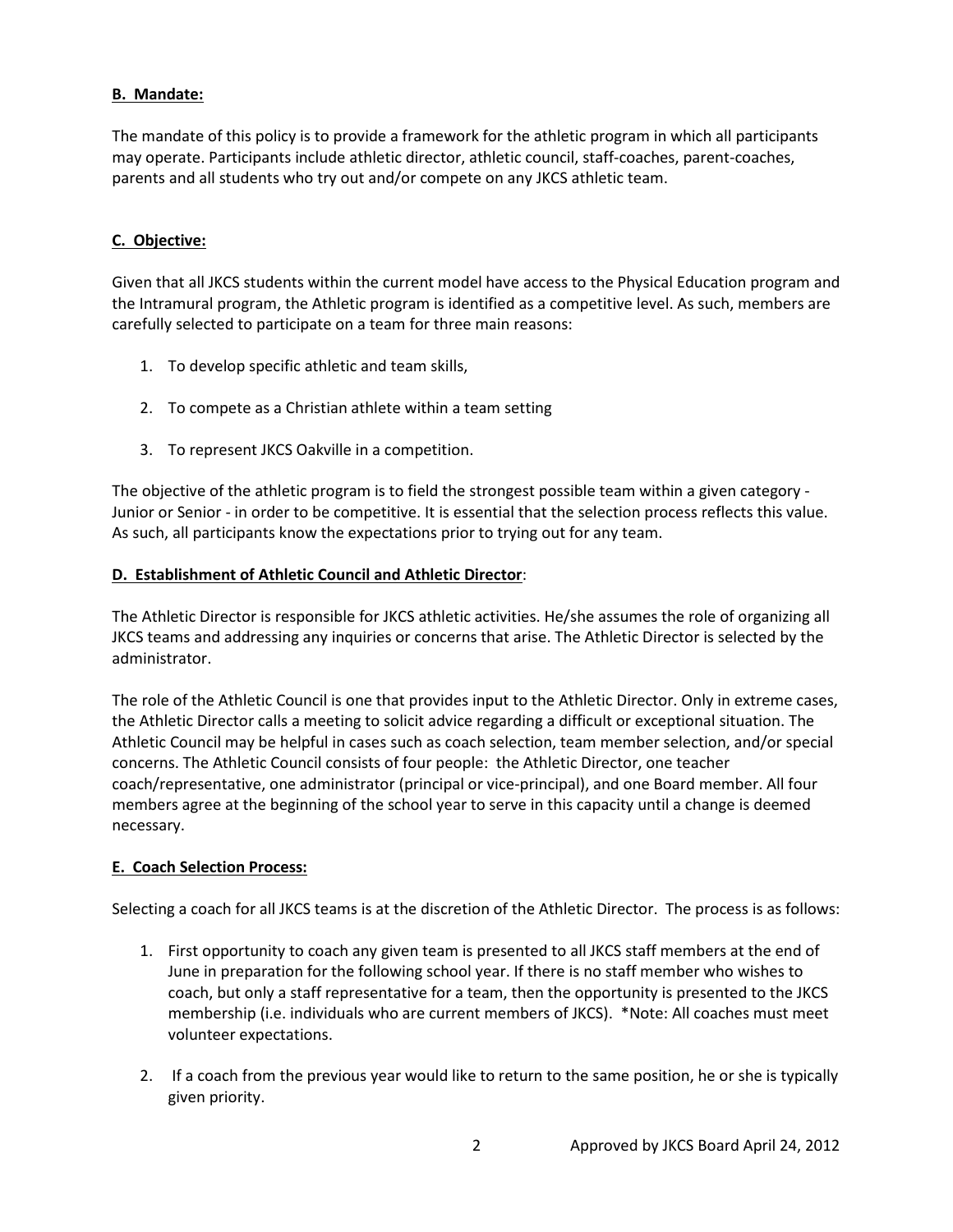**B. Mandate:**

The mandate of this policy is to provide a framework for the athletic program in which all participants may operate. Participants include athletic director, athletic council, staff-coaches, parent-coaches, parents and all students who try out and/or compete on any JKCS athletic team.

**C. Objective:**

Given that all JKCS students within the current model have access to the Physical Education program and the Intramural program, the Athletic program is identified as a competitive level. As such, members are carefully selected to participate on a team for three main reasons:

1. To develop specific athletic and team skills,
2. To compete as a Christian athlete within a team setting
3. To represent JKCS Oakville in a competition.

The objective of the athletic program is to field the strongest possible team within a given category - Junior or Senior - in order to be competitive. It is essential that the selection process reflects this value. As such, all participants know the expectations prior to trying out for any team.

**D. Establishment of Athletic Council and Athletic Director:**

The Athletic Director is responsible for JKCS athletic activities. He/she assumes the role of organizing all JKCS teams and addressing any inquiries or concerns that arise. The Athletic Director is selected by the administrator.

The role of the Athletic Council is one that provides input to the Athletic Director. Only in extreme cases, the Athletic Director calls a meeting to solicit advice regarding a difficult or exceptional situation. The Athletic Council may be helpful in cases such as coach selection, team member selection, and/or special concerns. The Athletic Council consists of four people: the Athletic Director, one teacher coach/representative, one administrator (principal or vice-principal), and one Board member. All four members agree at the beginning of the school year to serve in this capacity until a change is deemed necessary.

**E. Coach Selection Process:**

Selecting a coach for all JKCS teams is at the discretion of the Athletic Director. The process is as follows:

1. First opportunity to coach any given team is presented to all JKCS staff members at the end of June in preparation for the following school year. If there is no staff member who wishes to coach, but only a staff representative for a team, then the opportunity is presented to the JKCS membership (i.e. individuals who are current members of JKCS). *Note: All coaches must meet volunteer expectations.
2. If a coach from the previous year would like to return to the same position, he or she is typically given priority.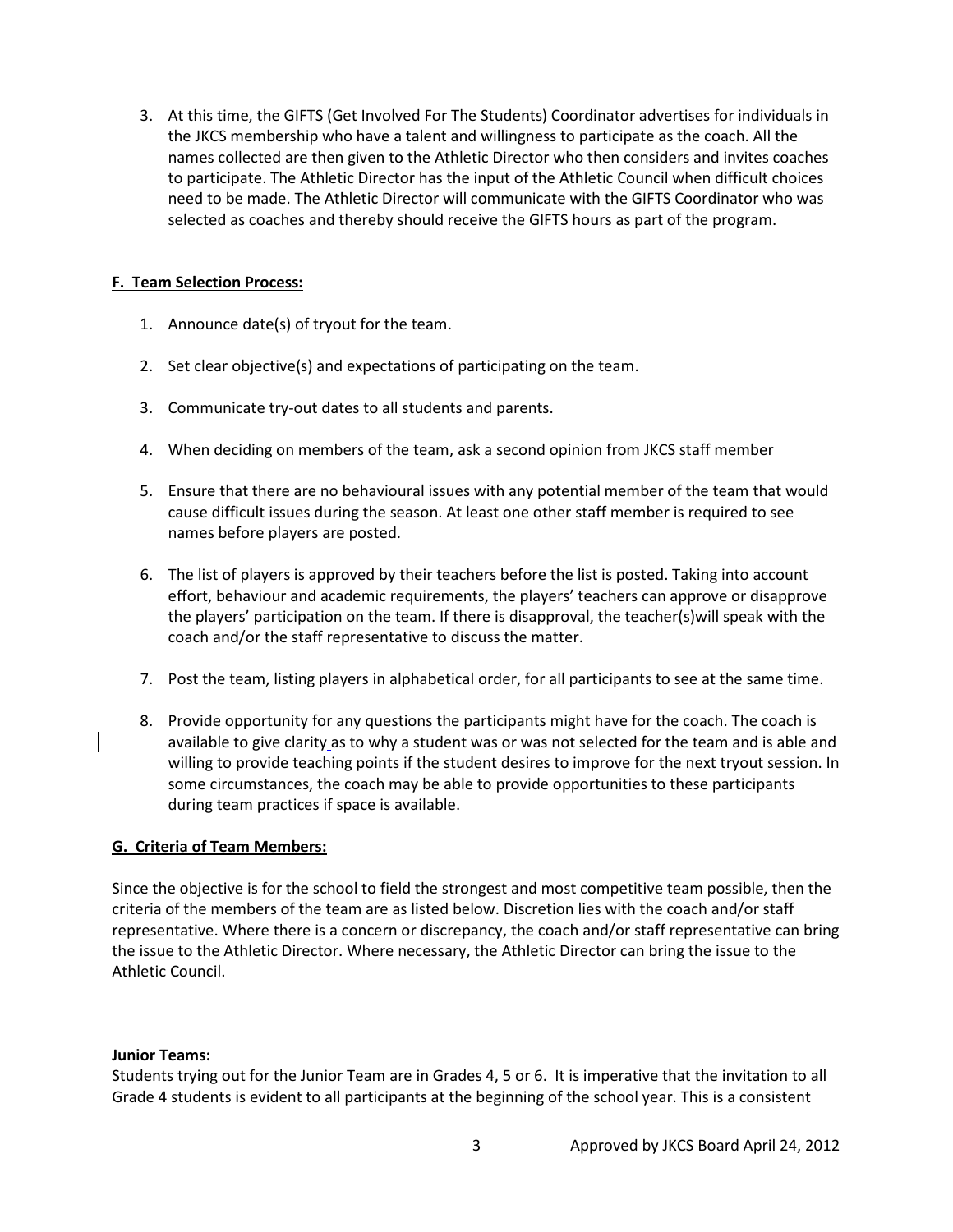3. At this time, the GIFTS (Get Involved For The Students) Coordinator advertises for individuals in the JKCS membership who have a talent and willingness to participate as the coach. All the names collected are then given to the Athletic Director who then considers and invites coaches to participate. The Athletic Director has the input of the Athletic Council when difficult choices need to be made. The Athletic Director will communicate with the GIFTS Coordinator who was selected as coaches and thereby should receive the GIFTS hours as part of the program.

**F. Team Selection Process:**

1. Announce date(s) of tryout for the team.
2. Set clear objective(s) and expectations of participating on the team.
3. Communicate try-out dates to all students and parents.
4. When deciding on members of the team, ask a second opinion from JKCS staff member
5. Ensure that there are no behavioural issues with any potential member of the team that would cause difficult issues during the season. At least one other staff member is required to see names before players are posted.
6. The list of players is approved by their teachers before the list is posted. Taking into account effort, behaviour and academic requirements, the players' teachers can approve or disapprove the players' participation on the team. If there is disapproval, the teacher(s)will speak with the coach and/or the staff representative to discuss the matter.
7. Post the team, listing players in alphabetical order, for all participants to see at the same time.
8. Provide opportunity for any questions the participants might have for the coach. The coach is available to give clarity as to why a student was or was not selected for the team and is able and willing to provide teaching points if the student desires to improve for the next tryout session. In some circumstances, the coach may be able to provide opportunities to these participants during team practices if space is available.

**G. Criteria of Team Members:**

Since the objective is for the school to field the strongest and most competitive team possible, then the criteria of the members of the team are as listed below. Discretion lies with the coach and/or staff representative. Where there is a concern or discrepancy, the coach and/or staff representative can bring the issue to the Athletic Director. Where necessary, the Athletic Director can bring the issue to the Athletic Council.

**Junior Teams:**
Students trying out for the Junior Team are in Grades 4, 5 or 6. It is imperative that the invitation to all Grade 4 students is evident to all participants at the beginning of the school year. This is a consistent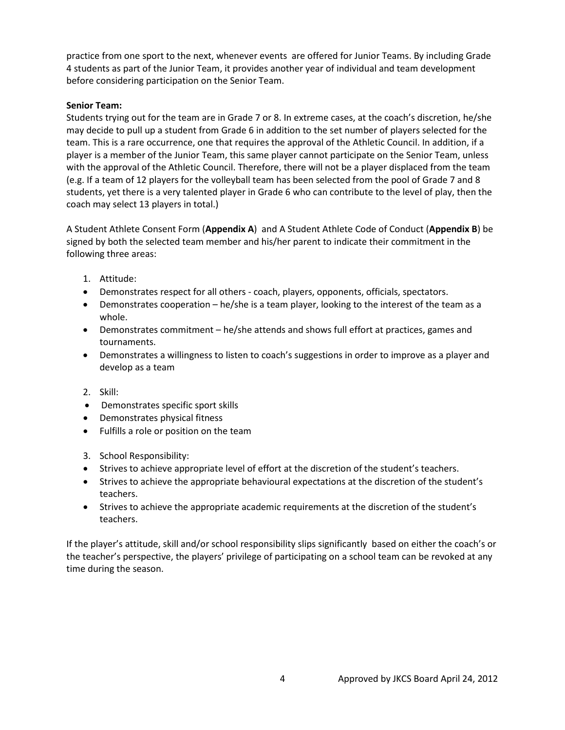practice from one sport to the next, whenever events are offered for Junior Teams. By including Grade 4 students as part of the Junior Team, it provides another year of individual and team development before considering participation on the Senior Team.

**Senior Team:**
Students trying out for the team are in Grade 7 or 8. In extreme cases, at the coach's discretion, he/she may decide to pull up a student from Grade 6 in addition to the set number of players selected for the team. This is a rare occurrence, one that requires the approval of the Athletic Council. In addition, if a player is a member of the Junior Team, this same player cannot participate on the Senior Team, unless with the approval of the Athletic Council. Therefore, there will not be a player displaced from the team (e.g. If a team of 12 players for the volleyball team has been selected from the pool of Grade 7 and 8 students, yet there is a very talented player in Grade 6 who can contribute to the level of play, then the coach may select 13 players in total.)

A Student Athlete Consent Form (**Appendix A**) and A Student Athlete Code of Conduct (**Appendix B**) be signed by both the selected team member and his/her parent to indicate their commitment in the following three areas:

1. Attitude:
- Demonstrates respect for all others - coach, players, opponents, officials, spectators.
- Demonstrates cooperation – he/she is a team player, looking to the interest of the team as a whole.
- Demonstrates commitment – he/she attends and shows full effort at practices, games and tournaments.
- Demonstrates a willingness to listen to coach's suggestions in order to improve as a player and develop as a team

2. Skill:
- Demonstrates specific sport skills
- Demonstrates physical fitness
- Fulfills a role or position on the team

3. School Responsibility:
- Strives to achieve appropriate level of effort at the discretion of the student's teachers.
- Strives to achieve the appropriate behavioural expectations at the discretion of the student's teachers.
- Strives to achieve the appropriate academic requirements at the discretion of the student's teachers.

If the player's attitude, skill and/or school responsibility slips significantly based on either the coach's or the teacher's perspective, the players' privilege of participating on a school team can be revoked at any time during the season.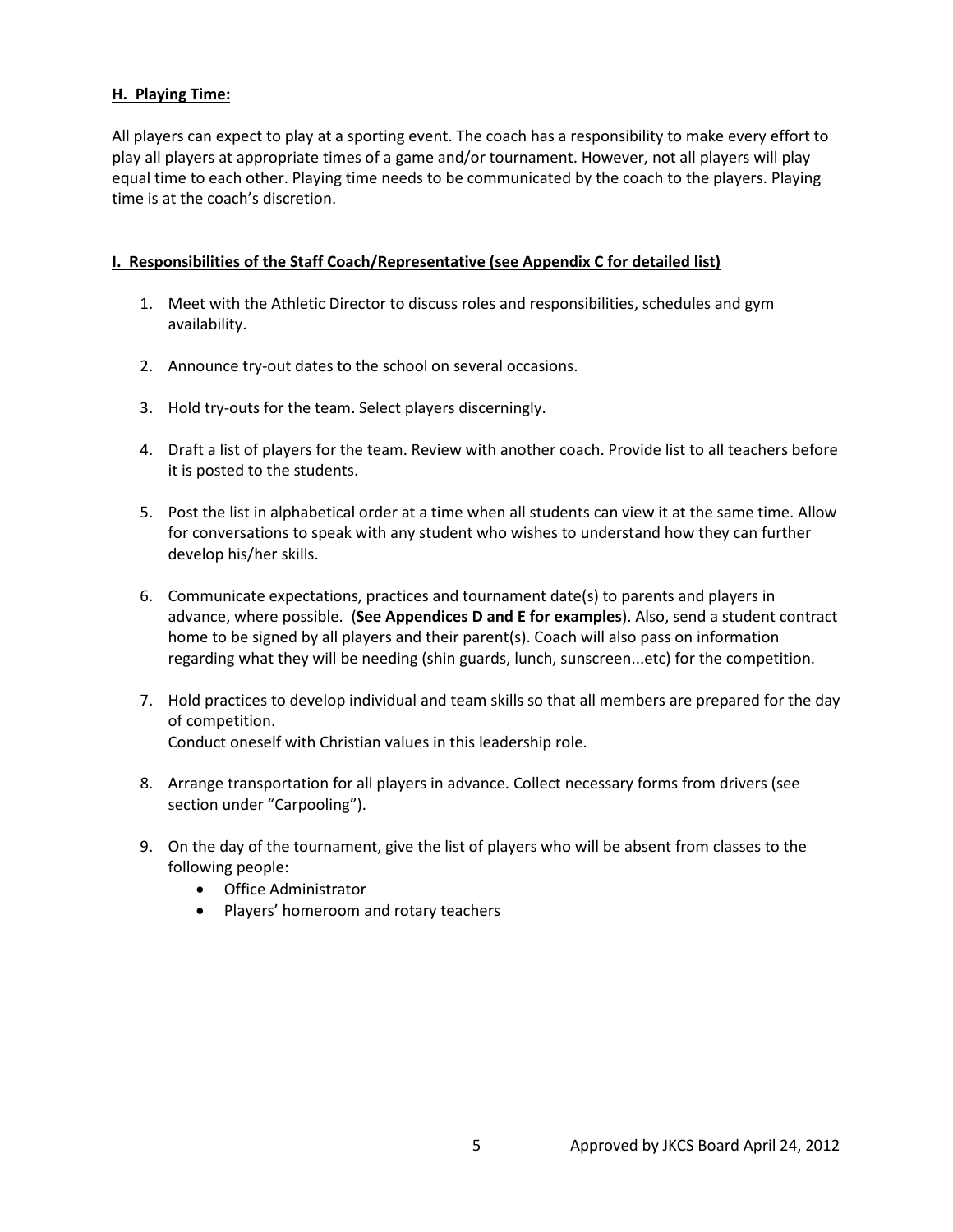### H. Playing Time:

All players can expect to play at a sporting event. The coach has a responsibility to make every effort to play all players at appropriate times of a game and/or tournament. However, not all players will play equal time to each other. Playing time needs to be communicated by the coach to the players. Playing time is at the coach's discretion.

### I. Responsibilities of the Staff Coach/Representative (see Appendix C for detailed list)

1. Meet with the Athletic Director to discuss roles and responsibilities, schedules and gym availability.

2. Announce try-out dates to the school on several occasions.

3. Hold try-outs for the team. Select players discerningly.

4. Draft a list of players for the team. Review with another coach. Provide list to all teachers before it is posted to the students.

5. Post the list in alphabetical order at a time when all students can view it at the same time. Allow for conversations to speak with any student who wishes to understand how they can further develop his/her skills.

6. Communicate expectations, practices and tournament date(s) to parents and players in advance, where possible. (**See Appendices D and E for examples**). Also, send a student contract home to be signed by all players and their parent(s). Coach will also pass on information regarding what they will be needing (shin guards, lunch, sunscreen...etc) for the competition.

7. Hold practices to develop individual and team skills so that all members are prepared for the day of competition.
   Conduct oneself with Christian values in this leadership role.

8. Arrange transportation for all players in advance. Collect necessary forms from drivers (see section under "Carpooling").

9. On the day of the tournament, give the list of players who will be absent from classes to the following people:
   - Office Administrator
   - Players' homeroom and rotary teachers

Approved by JKCS Board April 24, 2012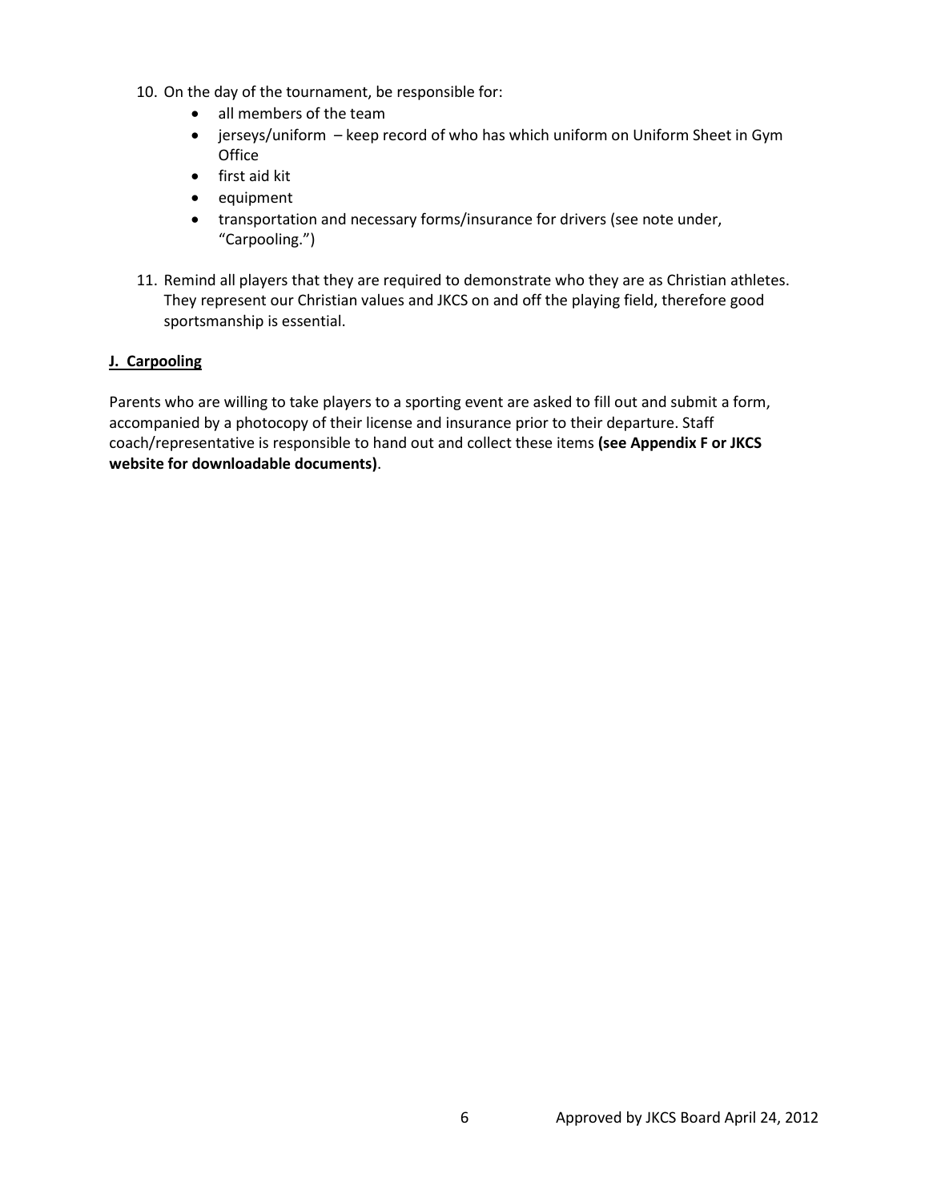10. On the day of the tournament, be responsible for:
    - all members of the team
    - jerseys/uniform – keep record of who has which uniform on Uniform Sheet in Gym Office
    - first aid kit
    - equipment
    - transportation and necessary forms/insurance for drivers (see note under, "Carpooling.")

11. Remind all players that they are required to demonstrate who they are as Christian athletes. They represent our Christian values and JKCS on and off the playing field, therefore good sportsmanship is essential.

### J. Carpooling

Parents who are willing to take players to a sporting event are asked to fill out and submit a form, accompanied by a photocopy of their license and insurance prior to their departure. Staff coach/representative is responsible to hand out and collect these items **(see Appendix F or JKCS website for downloadable documents)**.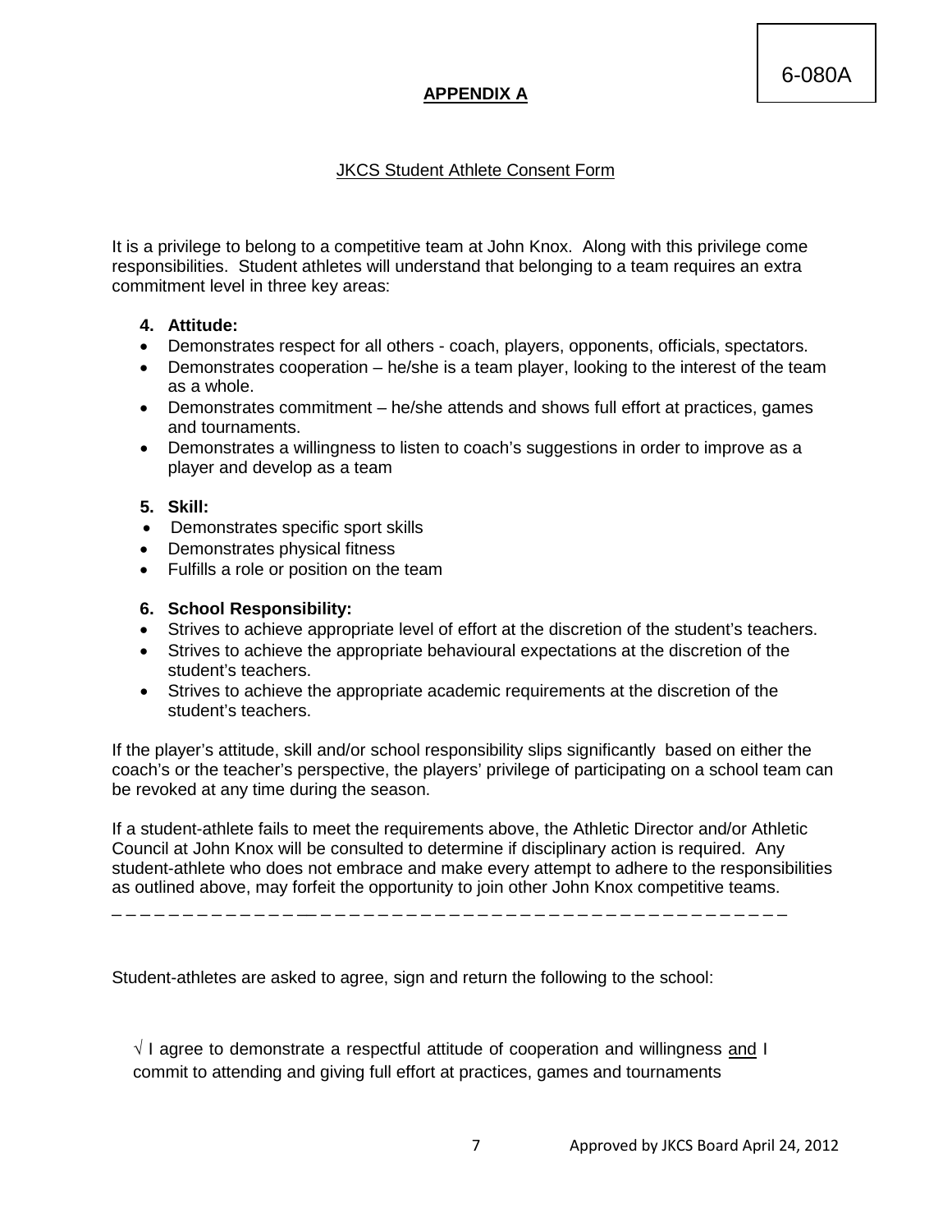6-080A

**APPENDIX A**

JKCS Student Athlete Consent Form

It is a privilege to belong to a competitive team at John Knox. Along with this privilege come responsibilities. Student athletes will understand that belonging to a team requires an extra commitment level in three key areas:

4. **Attitude:**
- Demonstrates respect for all others - coach, players, opponents, officials, spectators.
- Demonstrates cooperation – he/she is a team player, looking to the interest of the team as a whole.
- Demonstrates commitment – he/she attends and shows full effort at practices, games and tournaments.
- Demonstrates a willingness to listen to coach's suggestions in order to improve as a player and develop as a team

5. **Skill:**
- Demonstrates specific sport skills
- Demonstrates physical fitness
- Fulfills a role or position on the team

6. **School Responsibility:**
- Strives to achieve appropriate level of effort at the discretion of the student's teachers.
- Strives to achieve the appropriate behavioural expectations at the discretion of the student's teachers.
- Strives to achieve the appropriate academic requirements at the discretion of the student's teachers.

If the player's attitude, skill and/or school responsibility slips significantly based on either the coach's or the teacher's perspective, the players' privilege of participating on a school team can be revoked at any time during the season.

If a student-athlete fails to meet the requirements above, the Athletic Director and/or Athletic Council at John Knox will be consulted to determine if disciplinary action is required. Any student-athlete who does not embrace and make every attempt to adhere to the responsibilities as outlined above, may forfeit the opportunity to join other John Knox competitive teams.

---

Student-athletes are asked to agree, sign and return the following to the school:

√ I agree to demonstrate a respectful attitude of cooperation and willingness <u>and</u> I commit to attending and giving full effort at practices, games and tournaments

Approved by JKCS Board April 24, 2012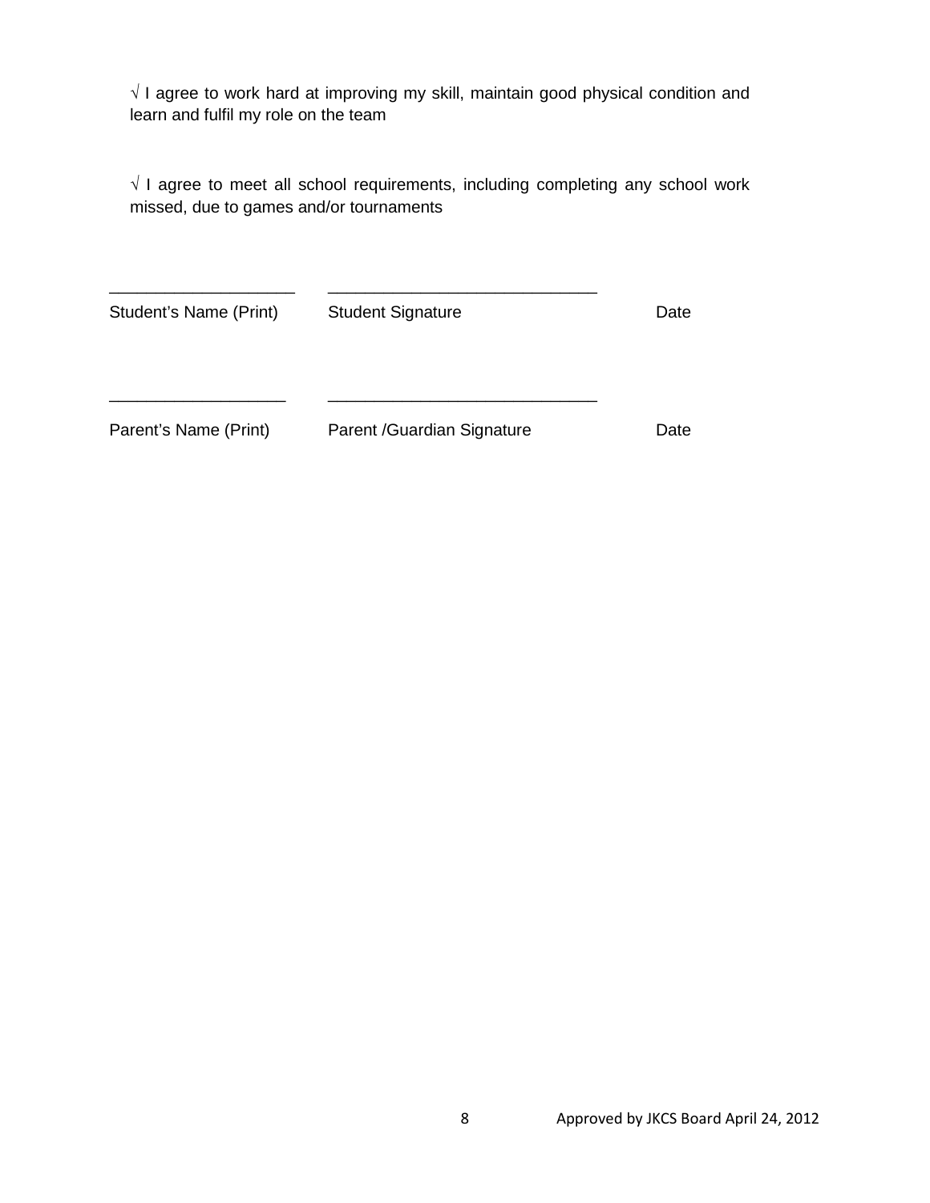√ I agree to work hard at improving my skill, maintain good physical condition and learn and fulfil my role on the team

√ I agree to meet all school requirements, including completing any school work missed, due to games and/or tournaments

| ____________________ | ____________________________ | |
|---|---|---|
| Student's Name (Print) | Student Signature | Date |
| ____________________ | ____________________________ | |
| Parent's Name (Print) | Parent /Guardian Signature | Date |

Approved by JKCS Board April 24, 2012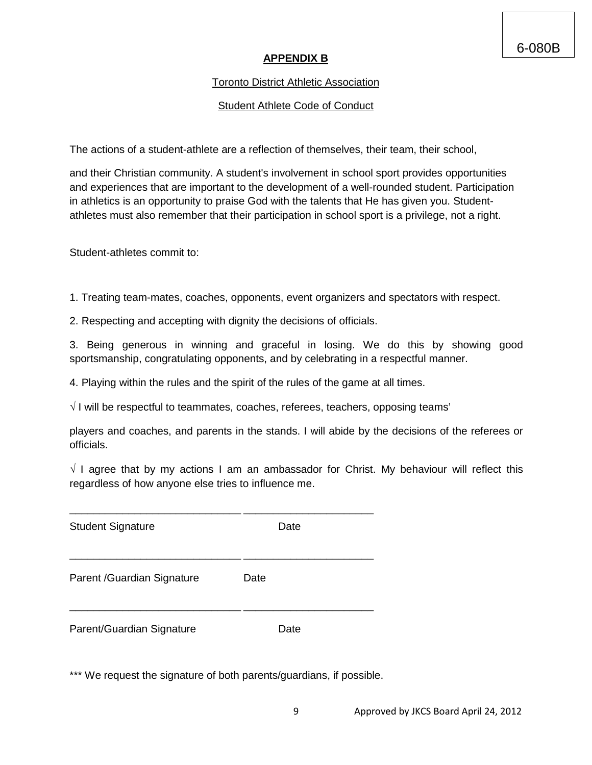6-080B

**APPENDIX B**

Toronto District Athletic Association

Student Athlete Code of Conduct

The actions of a student-athlete are a reflection of themselves, their team, their school,

and their Christian community. A student's involvement in school sport provides opportunities and experiences that are important to the development of a well-rounded student. Participation in athletics is an opportunity to praise God with the talents that He has given you. Student-athletes must also remember that their participation in school sport is a privilege, not a right.

Student-athletes commit to:

1. Treating team-mates, coaches, opponents, event organizers and spectators with respect.
2. Respecting and accepting with dignity the decisions of officials.
3. Being generous in winning and graceful in losing. We do this by showing good sportsmanship, congratulating opponents, and by celebrating in a respectful manner.
4. Playing within the rules and the spirit of the rules of the game at all times.

√ I will be respectful to teammates, coaches, referees, teachers, opposing teams'

players and coaches, and parents in the stands. I will abide by the decisions of the referees or officials.

√ I agree that by my actions I am an ambassador for Christ. My behaviour will reflect this regardless of how anyone else tries to influence me.

_____________________________ _____________________

Student Signature Date

_____________________________ _____________________

Parent /Guardian Signature Date

_____________________________ _____________________

Parent/Guardian Signature Date

*** We request the signature of both parents/guardians, if possible.

Approved by JKCS Board April 24, 2012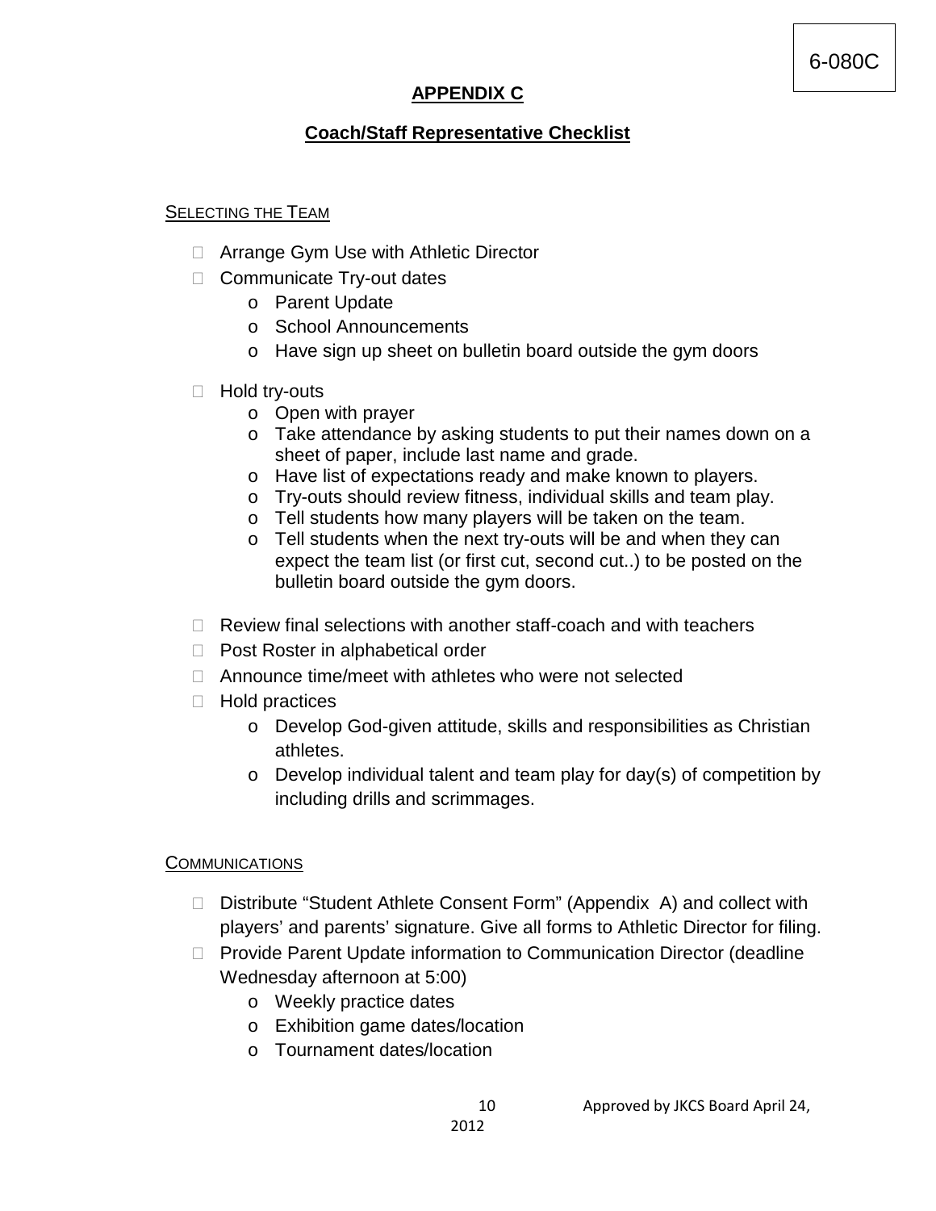6-080C

## APPENDIX C

## Coach/Staff Representative Checklist

### SELECTING THE TEAM

- Arrange Gym Use with Athletic Director
- Communicate Try-out dates
  - Parent Update
  - School Announcements
  - Have sign up sheet on bulletin board outside the gym doors
- Hold try-outs
  - Open with prayer
  - Take attendance by asking students to put their names down on a sheet of paper, include last name and grade.
  - Have list of expectations ready and make known to players.
  - Try-outs should review fitness, individual skills and team play.
  - Tell students how many players will be taken on the team.
  - Tell students when the next try-outs will be and when they can expect the team list (or first cut, second cut..) to be posted on the bulletin board outside the gym doors.
- Review final selections with another staff-coach and with teachers
- Post Roster in alphabetical order
- Announce time/meet with athletes who were not selected
- Hold practices
  - Develop God-given attitude, skills and responsibilities as Christian athletes.
  - Develop individual talent and team play for day(s) of competition by including drills and scrimmages.

### COMMUNICATIONS

- Distribute "Student Athlete Consent Form" (Appendix A) and collect with players' and parents' signature. Give all forms to Athletic Director for filing.
- Provide Parent Update information to Communication Director (deadline Wednesday afternoon at 5:00)
  - Weekly practice dates
  - Exhibition game dates/location
  - Tournament dates/location

Approved by JKCS Board April 24, 2012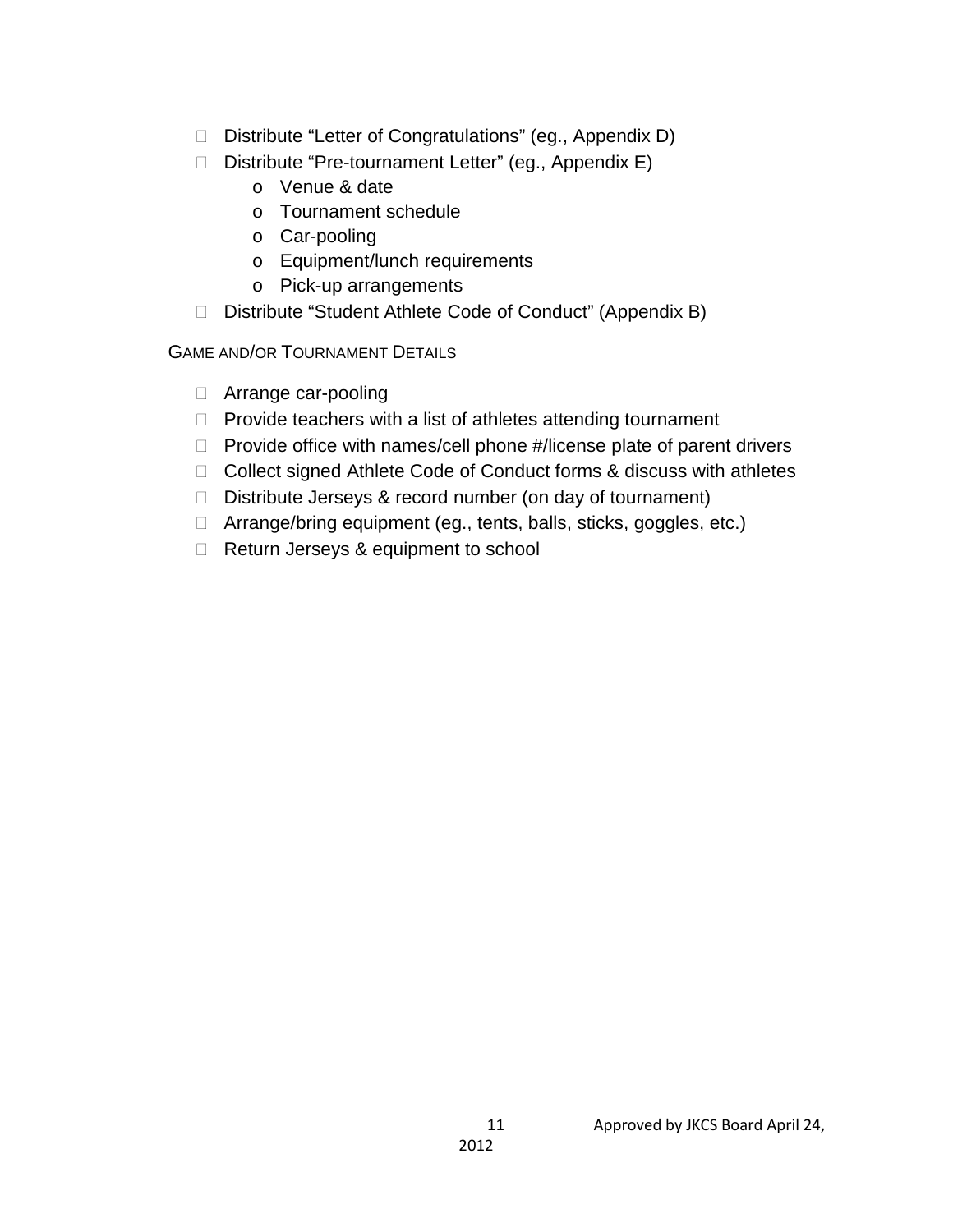- Distribute “Letter of Congratulations” (eg., Appendix D)
- Distribute “Pre-tournament Letter” (eg., Appendix E)
    - Venue & date
    - Tournament schedule
    - Car-pooling
    - Equipment/lunch requirements
    - Pick-up arrangements
- Distribute “Student Athlete Code of Conduct” (Appendix B)

GAME AND/OR TOURNAMENT DETAILS

- Arrange car-pooling
- Provide teachers with a list of athletes attending tournament
- Provide office with names/cell phone #/license plate of parent drivers
- Collect signed Athlete Code of Conduct forms & discuss with athletes
- Distribute Jerseys & record number (on day of tournament)
- Arrange/bring equipment (eg., tents, balls, sticks, goggles, etc.)
- Return Jerseys & equipment to school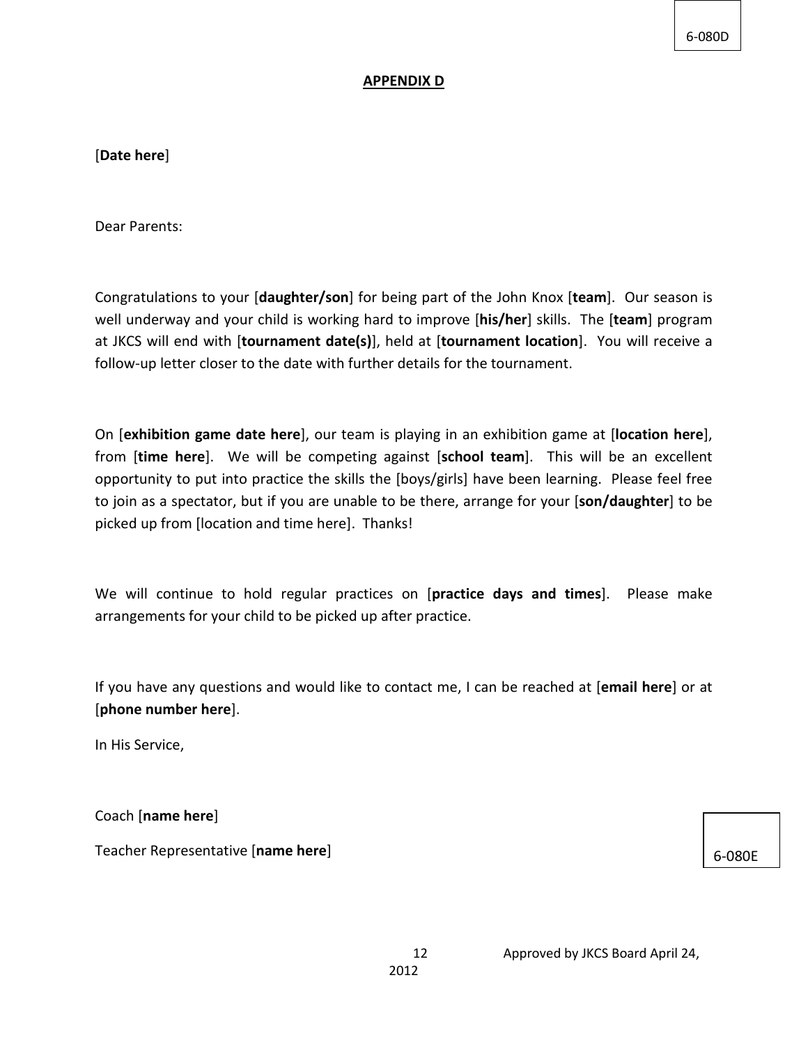6-080D

**APPENDIX D**

[**Date here**]

Dear Parents:

Congratulations to your [**daughter/son**] for being part of the John Knox [**team**]. Our season is well underway and your child is working hard to improve [**his/her**] skills. The [**team**] program at JKCS will end with [**tournament date(s)**], held at [**tournament location**]. You will receive a follow-up letter closer to the date with further details for the tournament.

On [**exhibition game date here**], our team is playing in an exhibition game at [**location here**], from [**time here**]. We will be competing against [**school team**]. This will be an excellent opportunity to put into practice the skills the [boys/girls] have been learning. Please feel free to join as a spectator, but if you are unable to be there, arrange for your [**son/daughter**] to be picked up from [location and time here]. Thanks!

We will continue to hold regular practices on [**practice days and times**]. Please make arrangements for your child to be picked up after practice.

If you have any questions and would like to contact me, I can be reached at [**email here**] or at [**phone number here**].

In His Service,

Coach [**name here**]

Teacher Representative [**name here**]

6-080E

Approved by JKCS Board April 24, 2012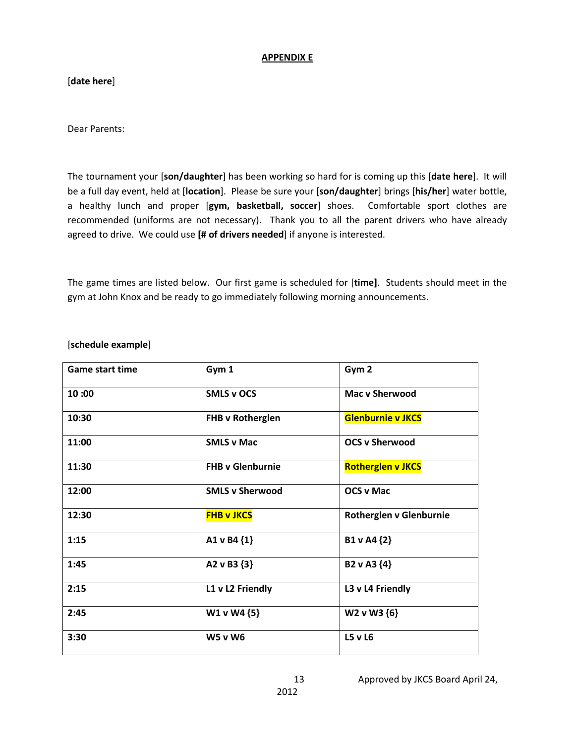**APPENDIX E**

[**date here**]

Dear Parents:

The tournament your [**son/daughter**] has been working so hard for is coming up this [**date here**]. It will be a full day event, held at [**location**]. Please be sure your [**son/daughter**] brings [**his/her**] water bottle, a healthy lunch and proper [**gym, basketball, soccer**] shoes. Comfortable sport clothes are recommended (uniforms are not necessary). Thank you to all the parent drivers who have already agreed to drive. We could use **[# of drivers needed**] if anyone is interested.

The game times are listed below. Our first game is scheduled for [**time]**. Students should meet in the gym at John Knox and be ready to go immediately following morning announcements.

[**schedule example**]

| Game start time | Gym 1 | Gym 2 |
|---|---|---|
| **10 :00** | **SMLS v OCS** | **Mac v Sherwood** |
| **10:30** | **FHB v Rotherglen** | **Glenburnie v JKCS** |
| **11:00** | **SMLS v Mac** | **OCS v Sherwood** |
| **11:30** | **FHB v Glenburnie** | **Rotherglen v JKCS** |
| **12:00** | **SMLS v Sherwood** | **OCS v Mac** |
| **12:30** | **FHB v JKCS** | **Rotherglen v Glenburnie** |
| **1:15** | **A1 v B4 {1}** | **B1 v A4 {2}** |
| **1:45** | **A2 v B3 {3}** | **B2 v A3 {4}** |
| **2:15** | **L1 v L2 Friendly** | **L3 v L4 Friendly** |
| **2:45** | **W1 v W4 {5}** | **W2 v W3 {6}** |
| **3:30** | **W5 v W6** | **L5 v L6** |

Approved by JKCS Board April 24, 2012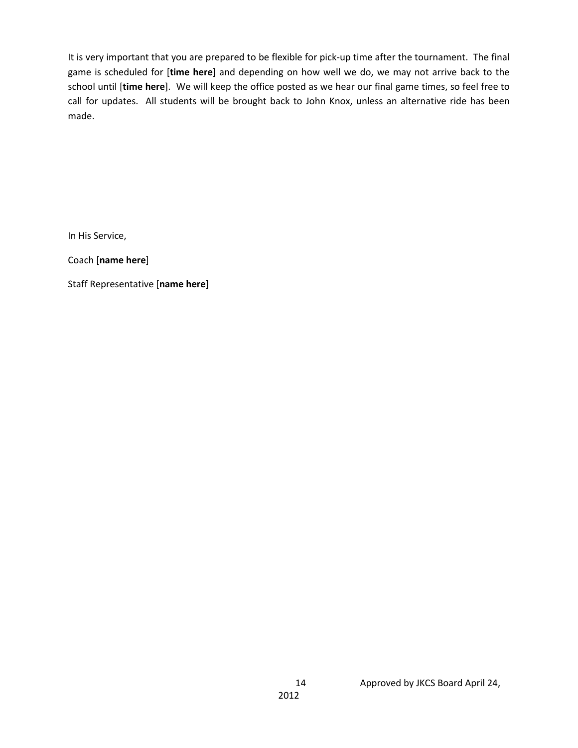It is very important that you are prepared to be flexible for pick-up time after the tournament. The final game is scheduled for [**time here**] and depending on how well we do, we may not arrive back to the school until [**time here**]. We will keep the office posted as we hear our final game times, so feel free to call for updates. All students will be brought back to John Knox, unless an alternative ride has been made.

In His Service,

Coach [**name here**]

Staff Representative [**name here**]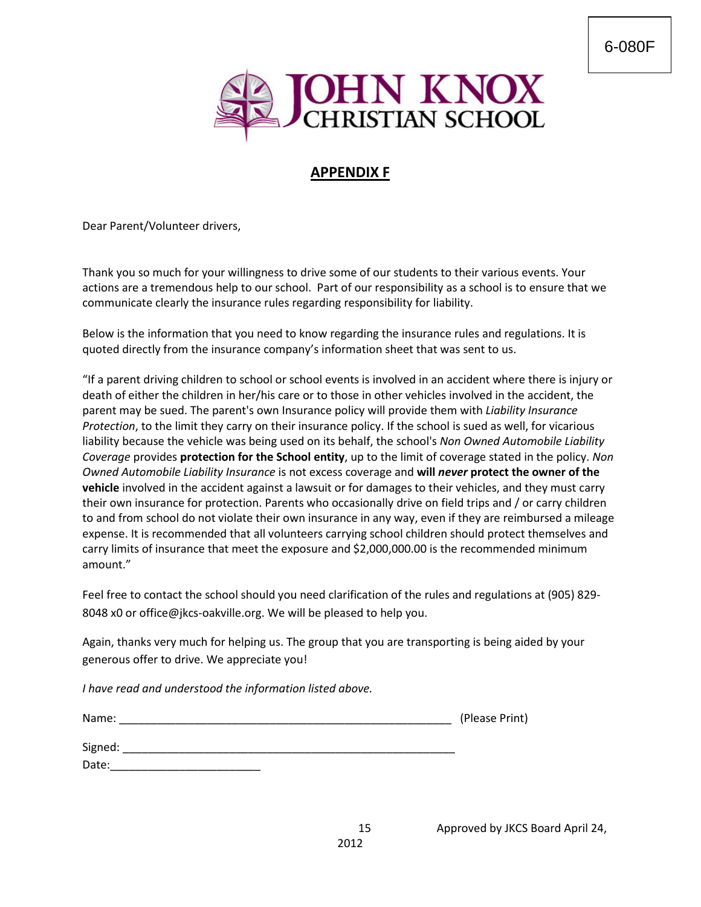6-080F

JOHN KNOX CHRISTIAN SCHOOL

## APPENDIX F

Dear Parent/Volunteer drivers,

Thank you so much for your willingness to drive some of our students to their various events. Your actions are a tremendous help to our school. Part of our responsibility as a school is to ensure that we communicate clearly the insurance rules regarding responsibility for liability.

Below is the information that you need to know regarding the insurance rules and regulations. It is quoted directly from the insurance company's information sheet that was sent to us.

"If a parent driving children to school or school events is involved in an accident where there is injury or death of either the children in her/his care or to those in other vehicles involved in the accident, the parent may be sued. The parent's own Insurance policy will provide them with *Liability Insurance Protection*, to the limit they carry on their insurance policy. If the school is sued as well, for vicarious liability because the vehicle was being used on its behalf, the school's *Non Owned Automobile Liability Coverage* provides **protection for the School entity**, up to the limit of coverage stated in the policy. *Non Owned Automobile Liability Insurance* is not excess coverage and **will *never* protect the owner of the vehicle** involved in the accident against a lawsuit or for damages to their vehicles, and they must carry their own insurance for protection. Parents who occasionally drive on field trips and / or carry children to and from school do not violate their own insurance in any way, even if they are reimbursed a mileage expense. It is recommended that all volunteers carrying school children should protect themselves and carry limits of insurance that meet the exposure and $2,000,000.00 is the recommended minimum amount."

Feel free to contact the school should you need clarification of the rules and regulations at (905) 829-8048 x0 or office@jkcs-oakville.org. We will be pleased to help you.

Again, thanks very much for helping us. The group that you are transporting is being aided by your generous offer to drive. We appreciate you!

*I have read and understood the information listed above.*

Name: _______________________________________________ (Please Print)

Signed: _______________________________________________

Date:_______________________

Approved by JKCS Board April 24, 2012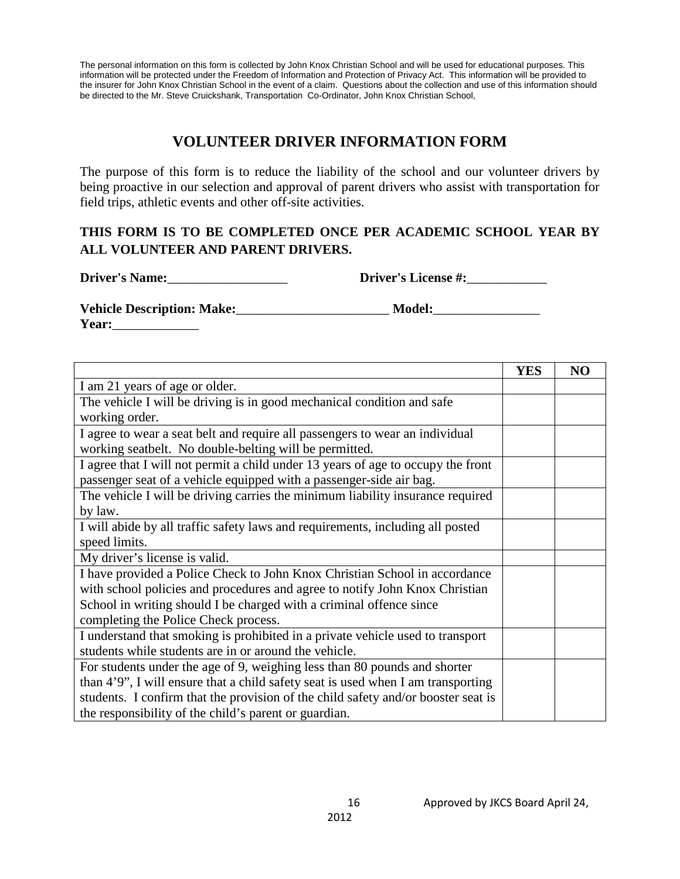The personal information on this form is collected by John Knox Christian School and will be used for educational purposes. This information will be protected under the Freedom of Information and Protection of Privacy Act. This information will be provided to the insurer for John Knox Christian School in the event of a claim. Questions about the collection and use of this information should be directed to the Mr. Steve Cruickshank, Transportation Co-Ordinator, John Knox Christian School,

# VOLUNTEER DRIVER INFORMATION FORM

The purpose of this form is to reduce the liability of the school and our volunteer drivers by being proactive in our selection and approval of parent drivers who assist with transportation for field trips, athletic events and other off-site activities.

**THIS FORM IS TO BE COMPLETED ONCE PER ACADEMIC SCHOOL YEAR BY ALL VOLUNTEER AND PARENT DRIVERS.**

**Driver's Name:**__________________ **Driver's License #:**____________

**Vehicle Description: Make:**_______________________ **Model:**________________ **Year:**_____________

| | YES | NO |
|---|---|---|
| I am 21 years of age or older. | | |
| The vehicle I will be driving is in good mechanical condition and safe working order. | | |
| I agree to wear a seat belt and require all passengers to wear an individual working seatbelt. No double-belting will be permitted. | | |
| I agree that I will not permit a child under 13 years of age to occupy the front passenger seat of a vehicle equipped with a passenger-side air bag. | | |
| The vehicle I will be driving carries the minimum liability insurance required by law. | | |
| I will abide by all traffic safety laws and requirements, including all posted speed limits. | | |
| My driver's license is valid. | | |
| I have provided a Police Check to John Knox Christian School in accordance with school policies and procedures and agree to notify John Knox Christian School in writing should I be charged with a criminal offence since completing the Police Check process. | | |
| I understand that smoking is prohibited in a private vehicle used to transport students while students are in or around the vehicle. | | |
| For students under the age of 9, weighing less than 80 pounds and shorter than 4'9", I will ensure that a child safety seat is used when I am transporting students. I confirm that the provision of the child safety and/or booster seat is the responsibility of the child's parent or guardian. | | |

Approved by JKCS Board April 24, 2012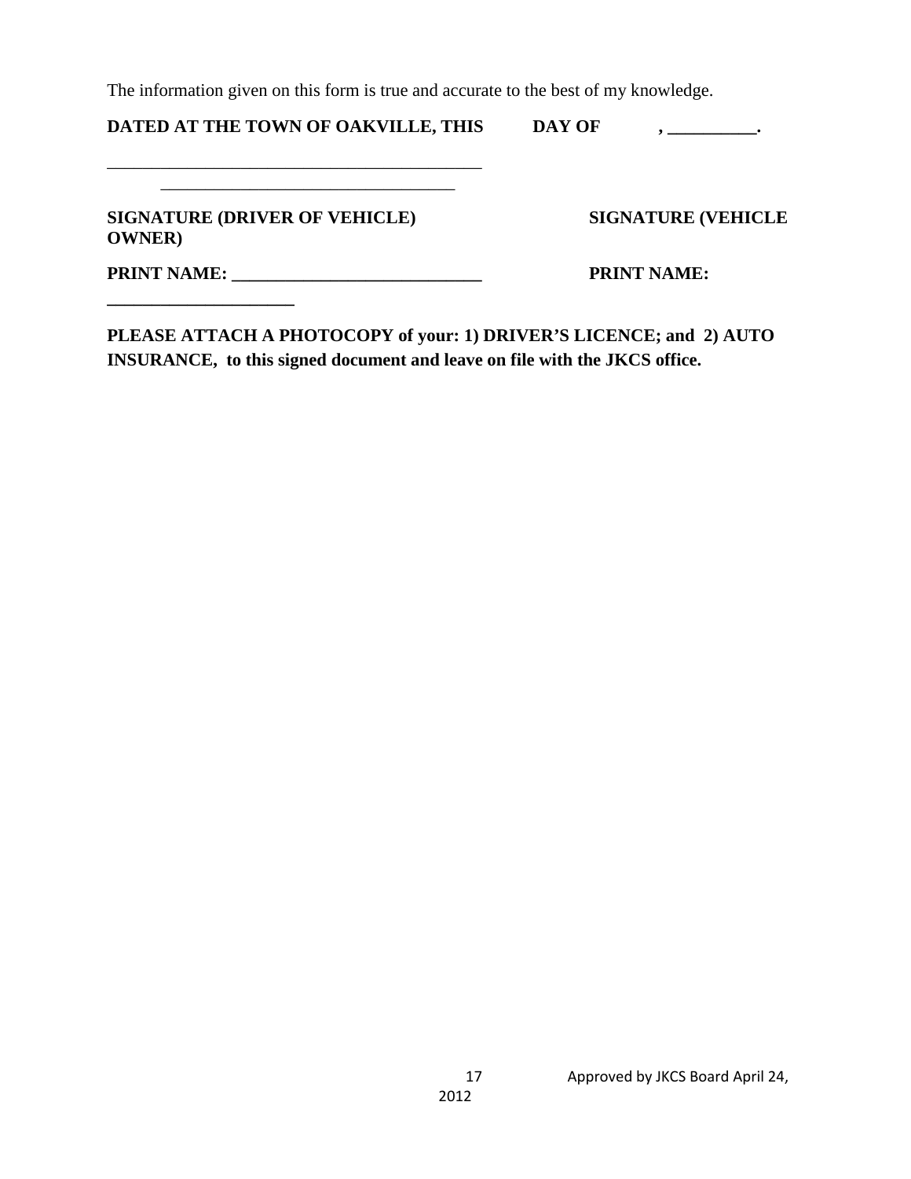The information given on this form is true and accurate to the best of my knowledge.

**DATED AT THE TOWN OF OAKVILLE, THIS DAY OF , __________.**

_____________________________________________ _________________________________

**SIGNATURE (DRIVER OF VEHICLE)** **SIGNATURE (VEHICLE OWNER)**

**PRINT NAME: ____________________________** **PRINT NAME: _____________________**

**PLEASE ATTACH A PHOTOCOPY of your: 1) DRIVER'S LICENCE; and 2) AUTO INSURANCE, to this signed document and leave on file with the JKCS office.**

Approved by JKCS Board April 24, 2012